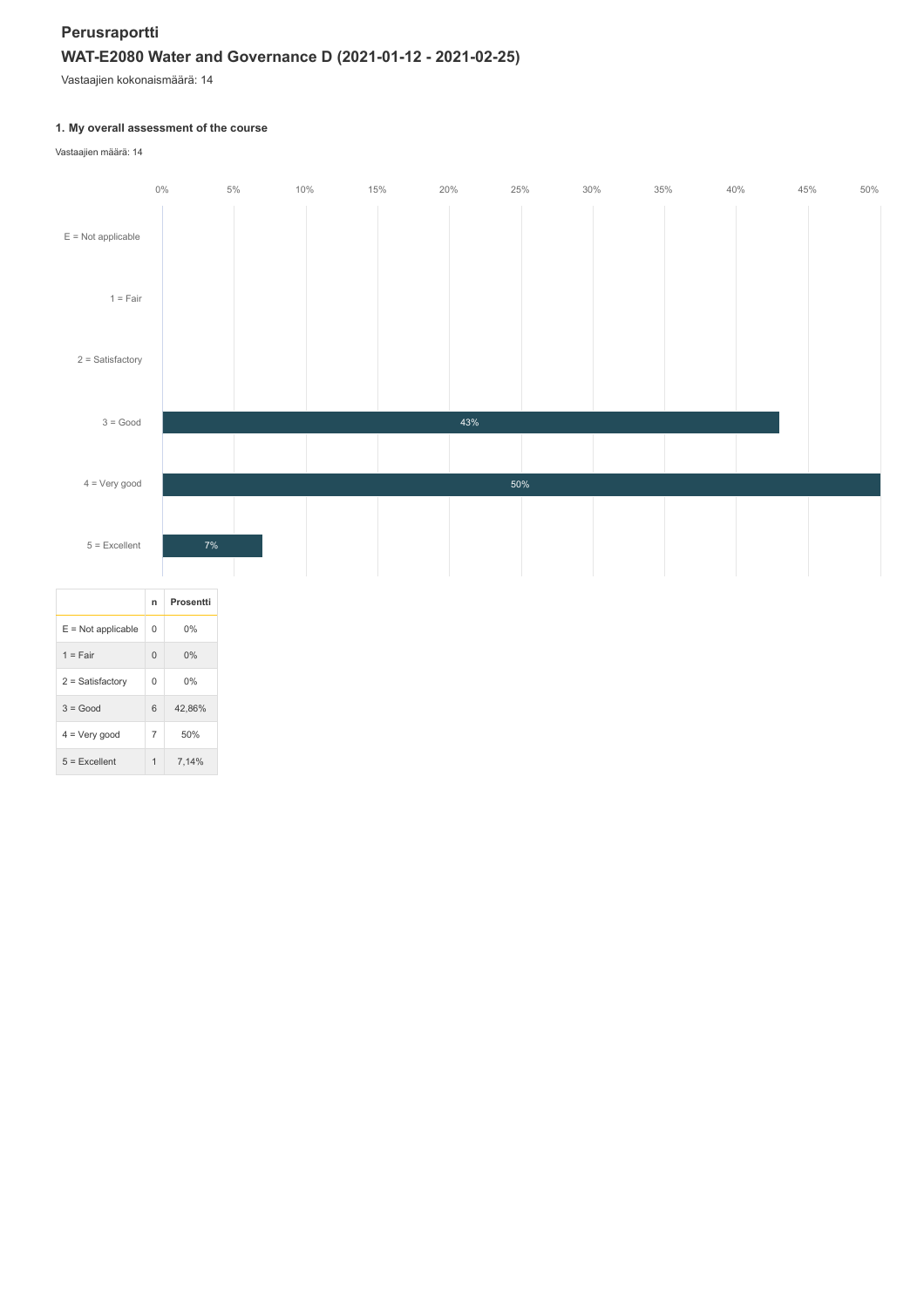# Perusraportti

## WAT-E2080 Water and Governance D (2021-01-12 - 2021-02-25)

Vastaajien kokonaismäärä: 14

### 1. My overall assessment of the course

Vastaajien määrä: 14

| | n | Prosentti |
|---|---|---|
| E = Not applicable | 0 | 0% |
| 1 = Fair | 0 | 0% |
| 2 = Satisfactory | 0 | 0% |
| 3 = Good | 6 | 42,86% |
| 4 = Very good | 7 | 50% |
| 5 = Excellent | 1 | 7,14% |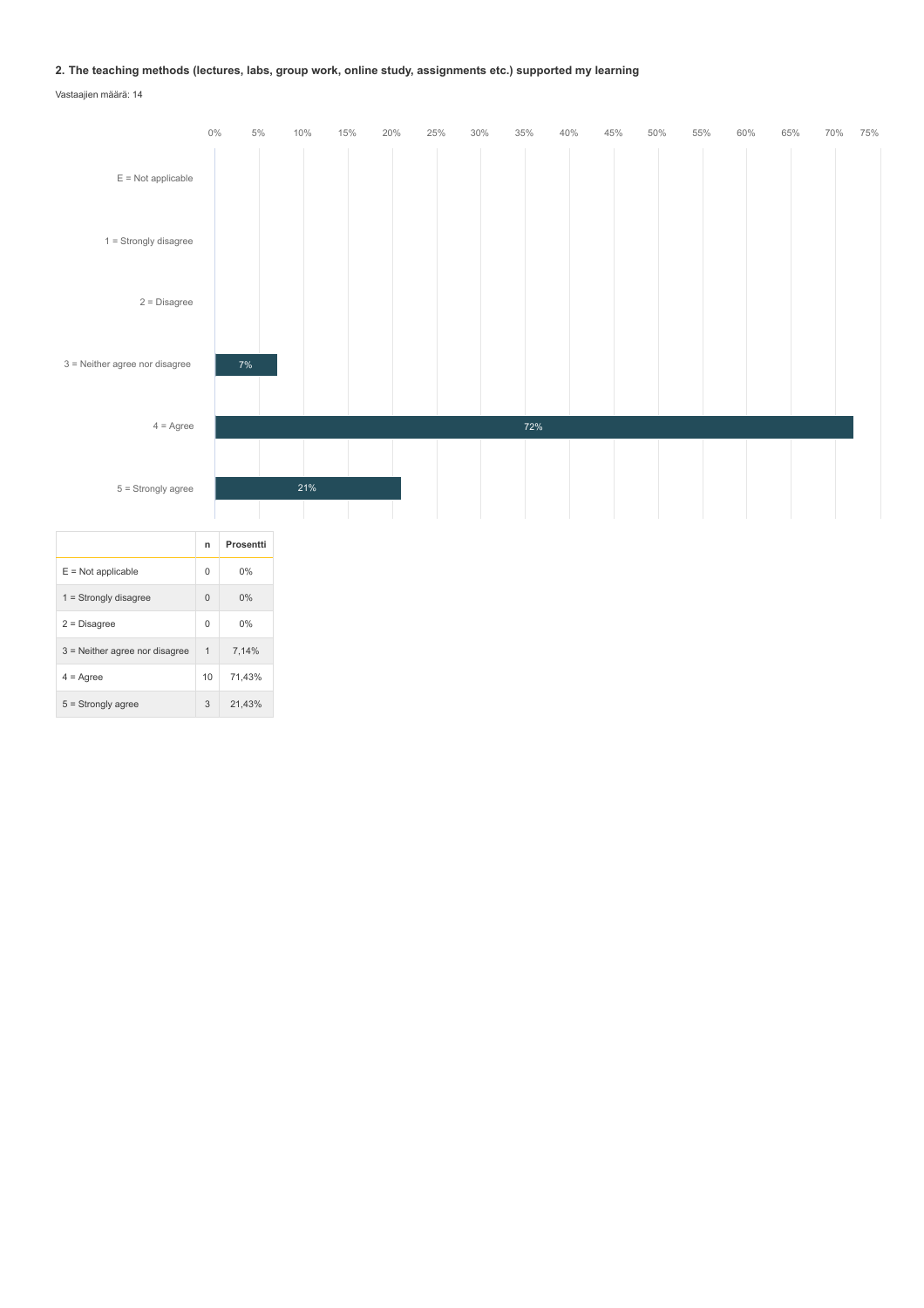**2. The teaching methods (lectures, labs, group work, online study, assignments etc.) supported my learning**

Vastaajien määrä: 14

| | n | Prosentti |
| --- | --- | --- |
| E = Not applicable | 0 | 0% |
| 1 = Strongly disagree | 0 | 0% |
| 2 = Disagree | 0 | 0% |
| 3 = Neither agree nor disagree | 1 | 7,14% |
| 4 = Agree | 10 | 71,43% |
| 5 = Strongly agree | 3 | 21,43% |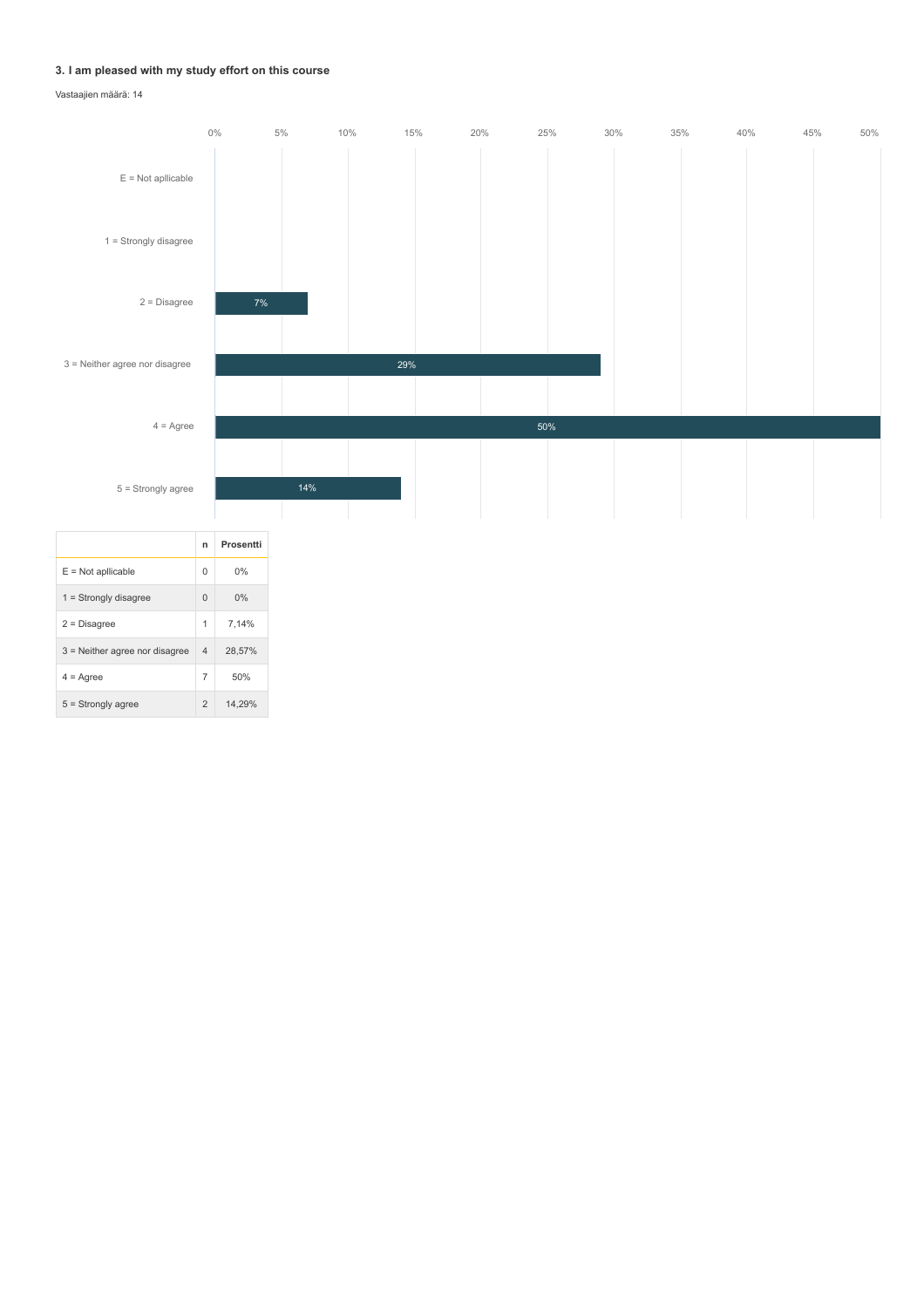### 3. I am pleased with my study effort on this course

Vastaajien määrä: 14

| | n | Prosentti |
|---|---|---|
| E = Not apllicable | 0 | 0% |
| 1 = Strongly disagree | 0 | 0% |
| 2 = Disagree | 1 | 7,14% |
| 3 = Neither agree nor disagree | 4 | 28,57% |
| 4 = Agree | 7 | 50% |
| 5 = Strongly agree | 2 | 14,29% |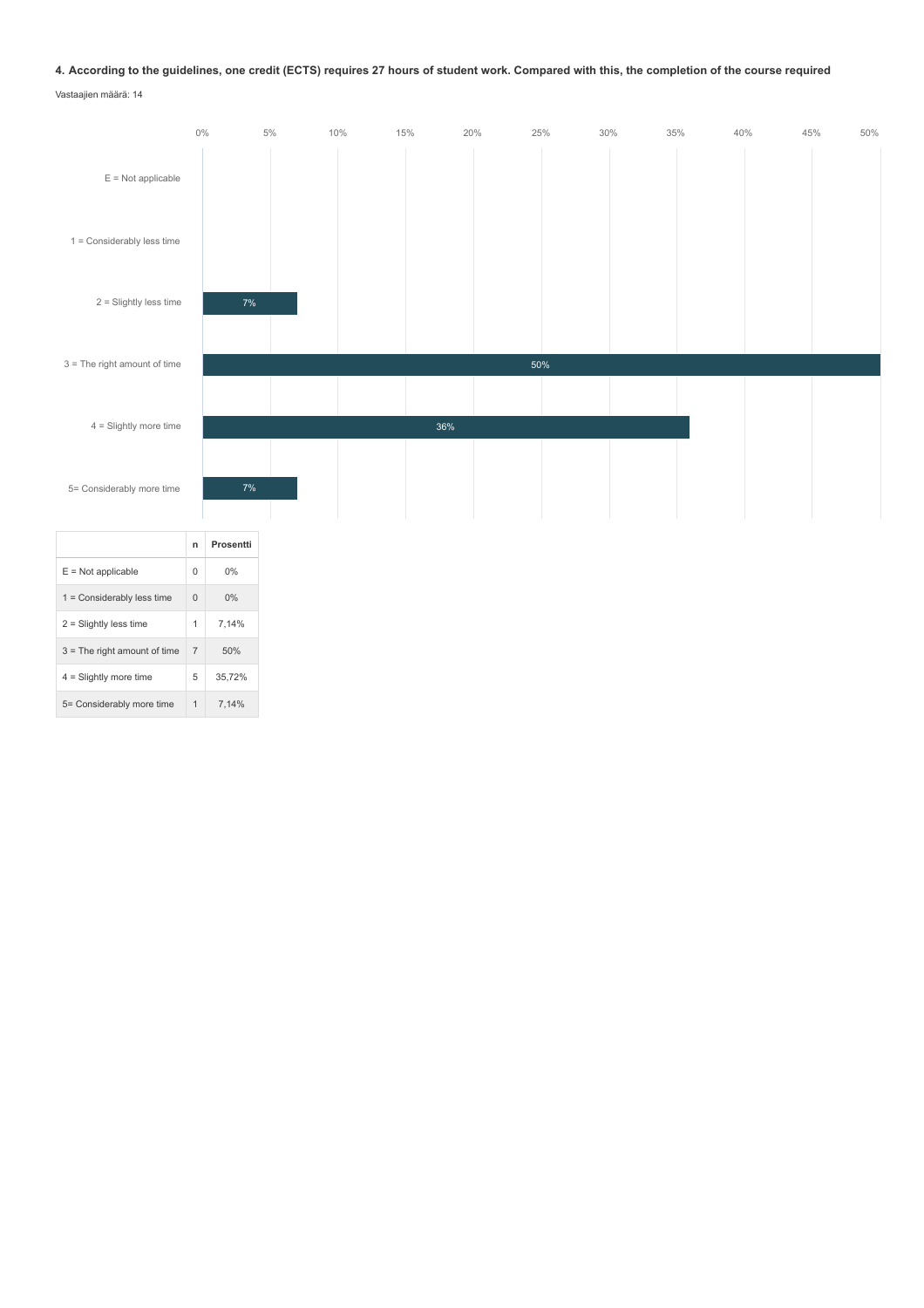**4. According to the guidelines, one credit (ECTS) requires 27 hours of student work. Compared with this, the completion of the course required**

Vastaajien määrä: 14

|  | n | Prosentti |
|---|---|---|
| E = Not applicable | 0 | 0% |
| 1 = Considerably less time | 0 | 0% |
| 2 = Slightly less time | 1 | 7,14% |
| 3 = The right amount of time | 7 | 50% |
| 4 = Slightly more time | 5 | 35,72% |
| 5= Considerably more time | 1 | 7,14% |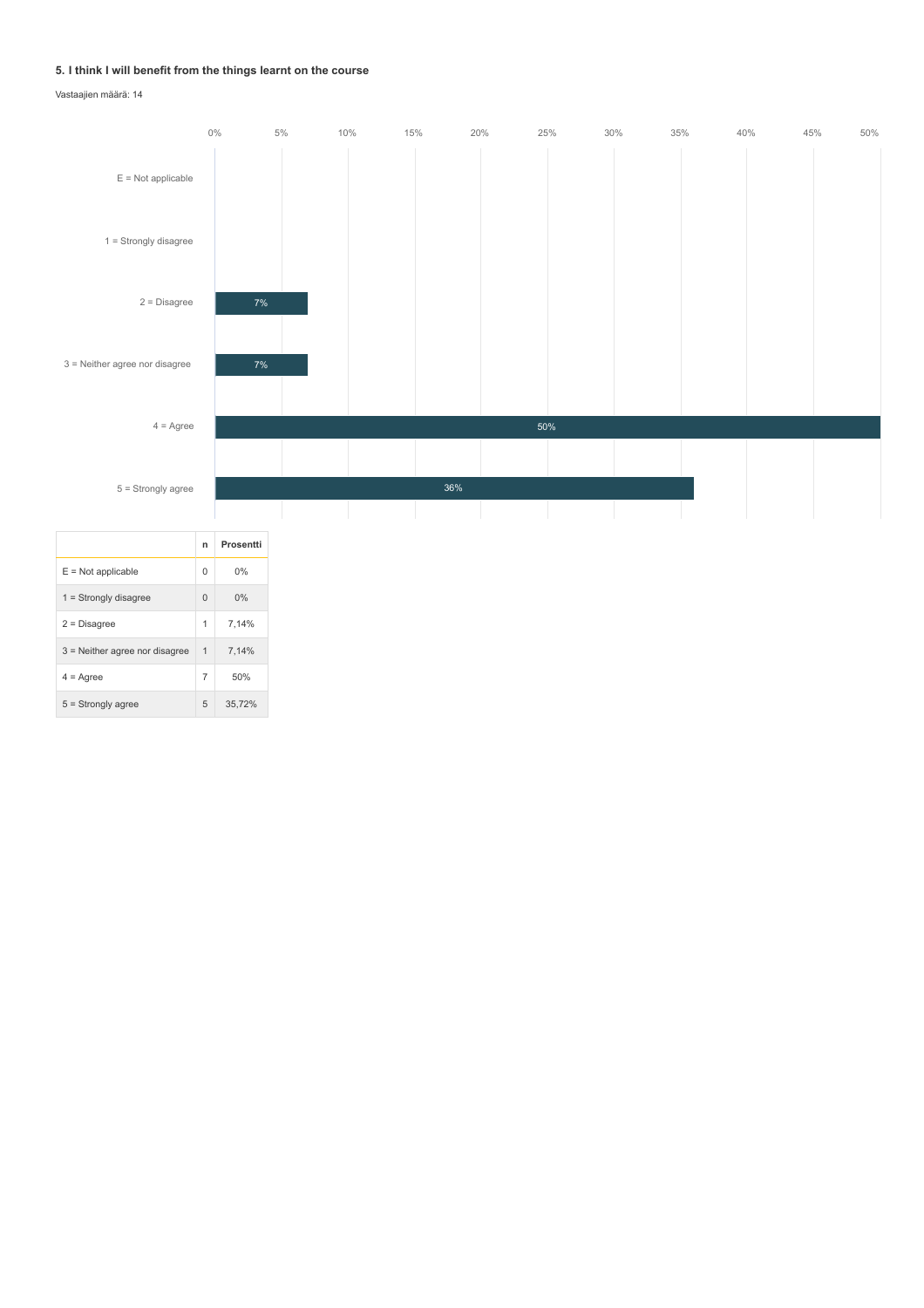### 5. I think I will benefit from the things learnt on the course

Vastaajien määrä: 14

|   | n | Prosentti |
|---|---|---|
| E = Not applicable | 0 | 0% |
| 1 = Strongly disagree | 0 | 0% |
| 2 = Disagree | 1 | 7,14% |
| 3 = Neither agree nor disagree | 1 | 7,14% |
| 4 = Agree | 7 | 50% |
| 5 = Strongly agree | 5 | 35,72% |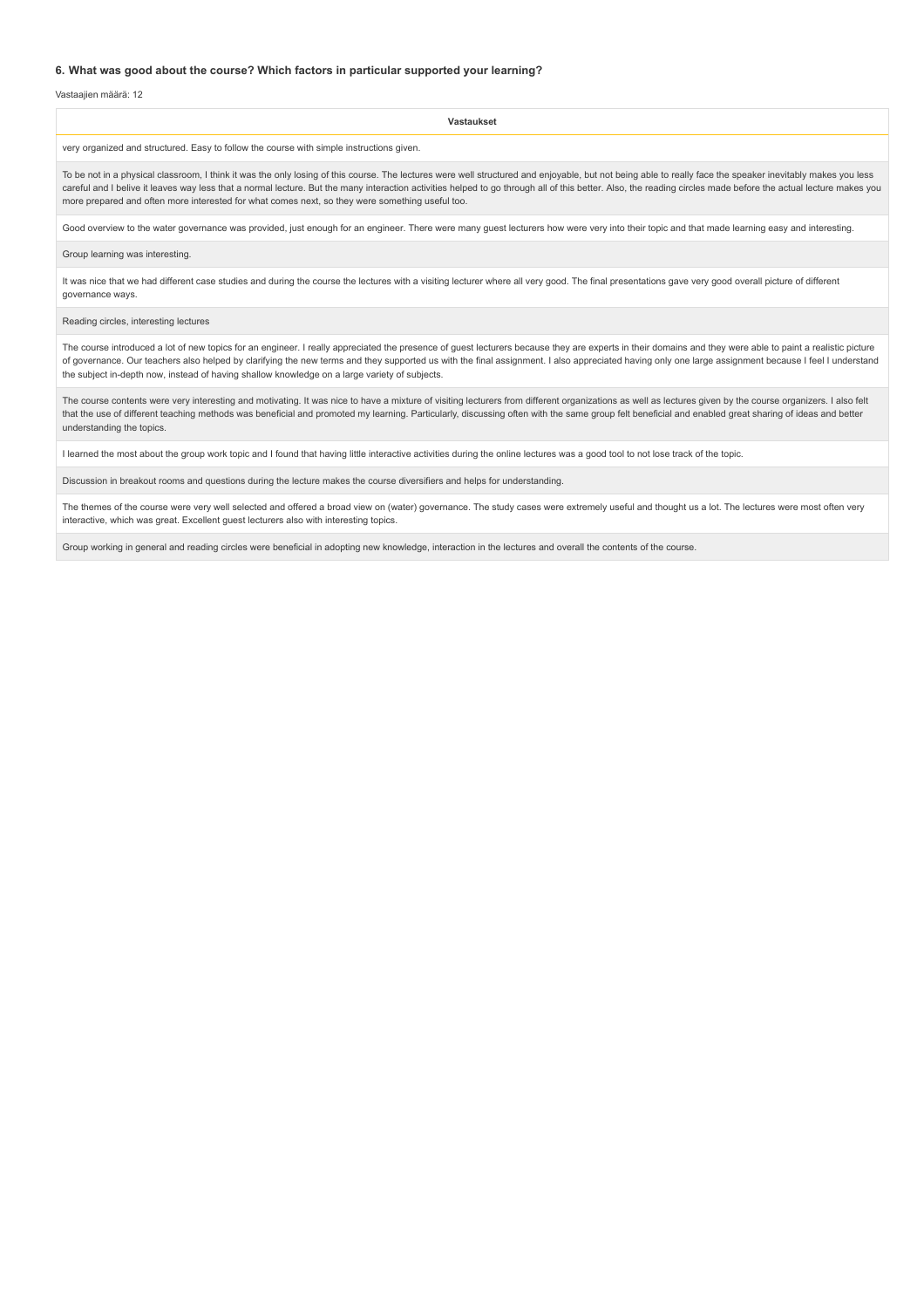### 6. What was good about the course? Which factors in particular supported your learning?

Vastaajien määrä: 12

| Vastaukset |
|---|
| very organized and structured. Easy to follow the course with simple instructions given. |
| To be not in a physical classroom, I think it was the only losing of this course. The lectures were well structured and enjoyable, but not being able to really face the speaker inevitably makes you less careful and I belive it leaves way less that a normal lecture. But the many interaction activities helped to go through all of this better. Also, the reading circles made before the actual lecture makes you more prepared and often more interested for what comes next, so they were something useful too. |
| Good overview to the water governance was provided, just enough for an engineer. There were many guest lecturers how were very into their topic and that made learning easy and interesting. |
| Group learning was interesting. |
| It was nice that we had different case studies and during the course the lectures with a visiting lecturer where all very good. The final presentations gave very good overall picture of different governance ways. |
| Reading circles, interesting lectures |
| The course introduced a lot of new topics for an engineer. I really appreciated the presence of guest lecturers because they are experts in their domains and they were able to paint a realistic picture of governance. Our teachers also helped by clarifying the new terms and they supported us with the final assignment. I also appreciated having only one large assignment because I feel I understand the subject in-depth now, instead of having shallow knowledge on a large variety of subjects. |
| The course contents were very interesting and motivating. It was nice to have a mixture of visiting lecturers from different organizations as well as lectures given by the course organizers. I also felt that the use of different teaching methods was beneficial and promoted my learning. Particularly, discussing often with the same group felt beneficial and enabled great sharing of ideas and better understanding the topics. |
| I learned the most about the group work topic and I found that having little interactive activities during the online lectures was a good tool to not lose track of the topic. |
| Discussion in breakout rooms and questions during the lecture makes the course diversifiers and helps for understanding. |
| The themes of the course were very well selected and offered a broad view on (water) governance. The study cases were extremely useful and thought us a lot. The lectures were most often very interactive, which was great. Excellent guest lecturers also with interesting topics. |
| Group working in general and reading circles were beneficial in adopting new knowledge, interaction in the lectures and overall the contents of the course. |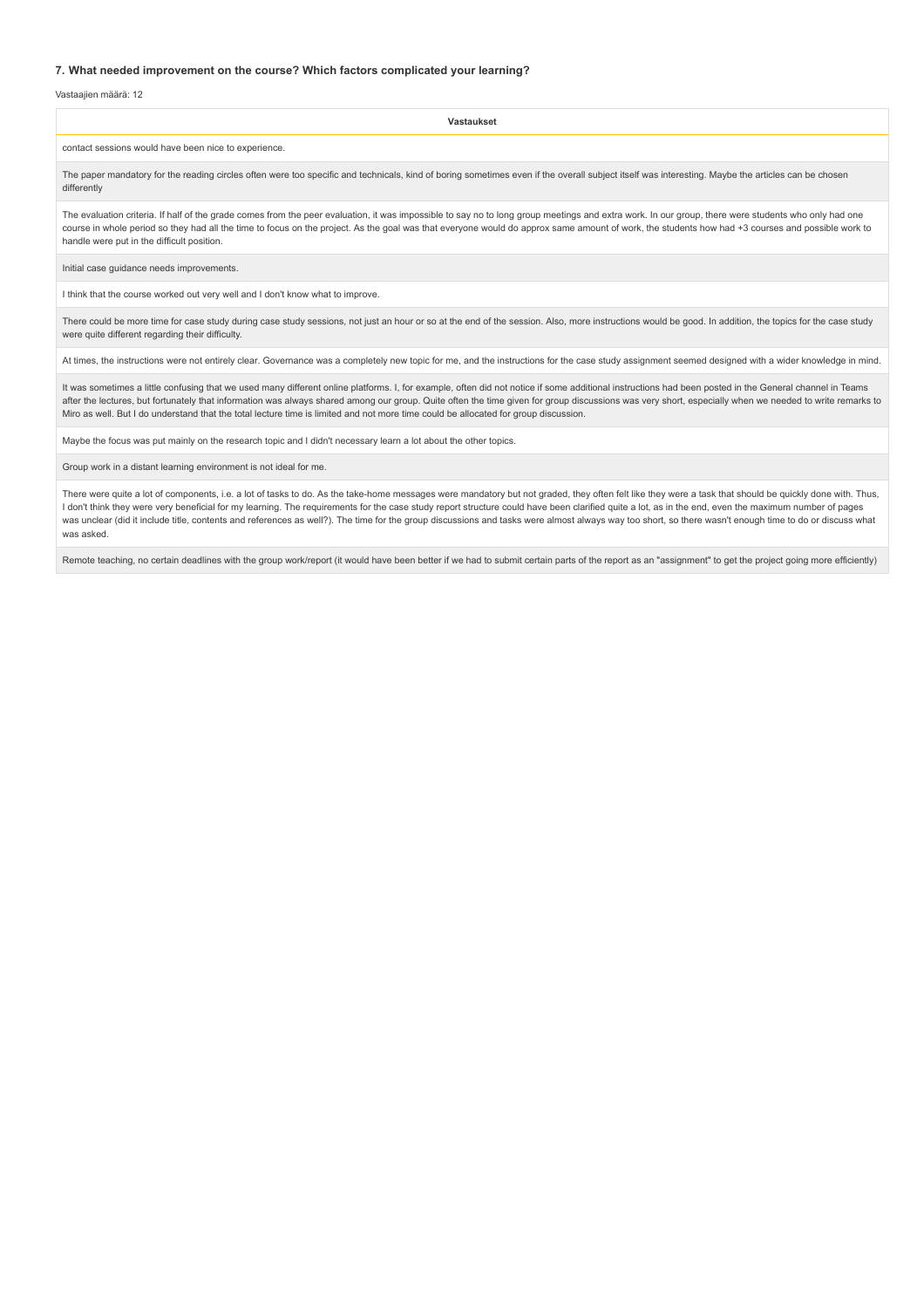### 7. What needed improvement on the course? Which factors complicated your learning?

Vastaajien määrä: 12

| Vastaukset |
| --- |
| contact sessions would have been nice to experience. |
| The paper mandatory for the reading circles often were too specific and technicals, kind of boring sometimes even if the overall subject itself was interesting. Maybe the articles can be chosen differently |
| The evaluation criteria. If half of the grade comes from the peer evaluation, it was impossible to say no to long group meetings and extra work. In our group, there were students who only had one course in whole period so they had all the time to focus on the project. As the goal was that everyone would do approx same amount of work, the students how had +3 courses and possible work to handle were put in the difficult position. |
| Initial case guidance needs improvements. |
| I think that the course worked out very well and I don't know what to improve. |
| There could be more time for case study during case study sessions, not just an hour or so at the end of the session. Also, more instructions would be good. In addition, the topics for the case study were quite different regarding their difficulty. |
| At times, the instructions were not entirely clear. Governance was a completely new topic for me, and the instructions for the case study assignment seemed designed with a wider knowledge in mind. |
| It was sometimes a little confusing that we used many different online platforms. I, for example, often did not notice if some additional instructions had been posted in the General channel in Teams after the lectures, but fortunately that information was always shared among our group. Quite often the time given for group discussions was very short, especially when we needed to write remarks to Miro as well. But I do understand that the total lecture time is limited and not more time could be allocated for group discussion. |
| Maybe the focus was put mainly on the research topic and I didn't necessary learn a lot about the other topics. |
| Group work in a distant learning environment is not ideal for me. |
| There were quite a lot of components, i.e. a lot of tasks to do. As the take-home messages were mandatory but not graded, they often felt like they were a task that should be quickly done with. Thus, I don't think they were very beneficial for my learning. The requirements for the case study report structure could have been clarified quite a lot, as in the end, even the maximum number of pages was unclear (did it include title, contents and references as well?). The time for the group discussions and tasks were almost always way too short, so there wasn't enough time to do or discuss what was asked. |
| Remote teaching, no certain deadlines with the group work/report (it would have been better if we had to submit certain parts of the report as an "assignment" to get the project going more efficiently) |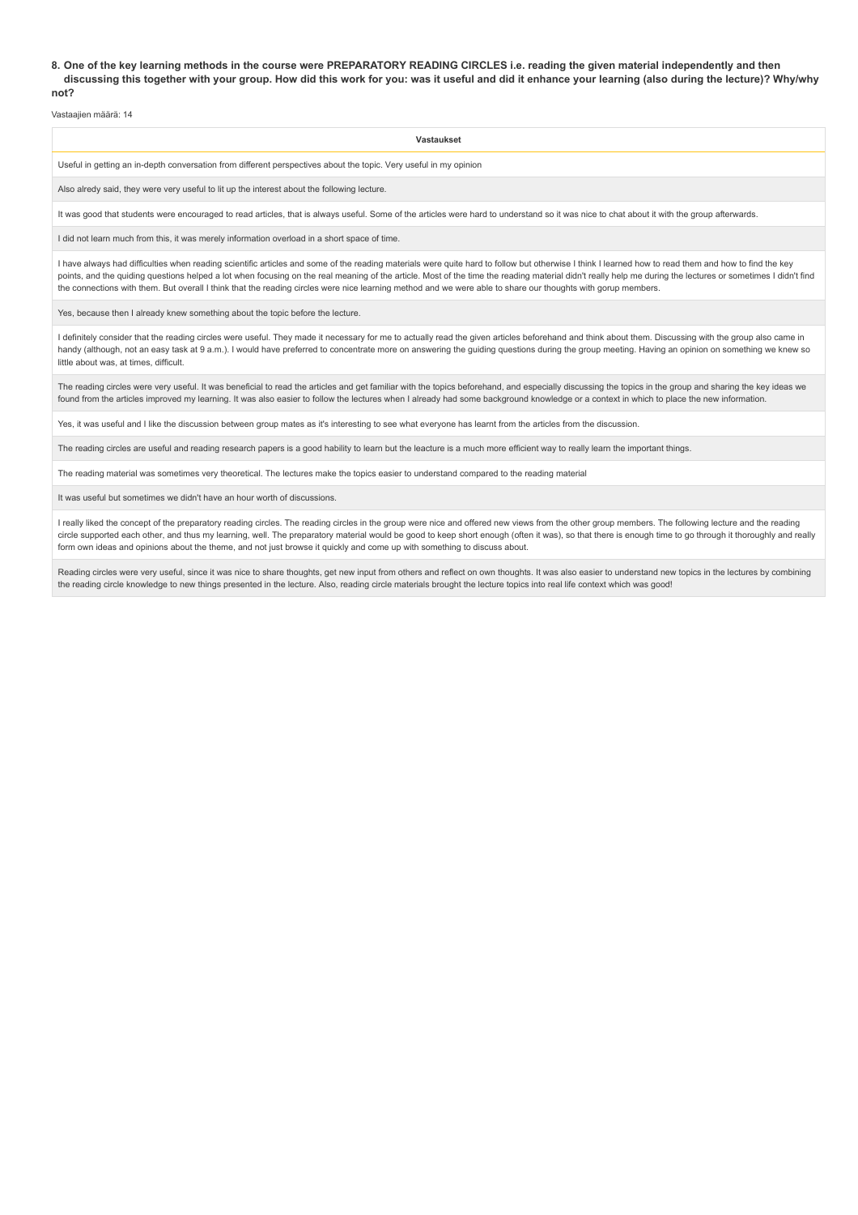**8. One of the key learning methods in the course were PREPARATORY READING CIRCLES i.e. reading the given material independently and then discussing this together with your group. How did this work for you: was it useful and did it enhance your learning (also during the lecture)? Why/why not?**

Vastaajien määrä: 14

| Vastaukset |
| --- |
| Useful in getting an in-depth conversation from different perspectives about the topic. Very useful in my opinion |
| Also alredy said, they were very useful to lit up the interest about the following lecture. |
| It was good that students were encouraged to read articles, that is always useful. Some of the articles were hard to understand so it was nice to chat about it with the group afterwards. |
| I did not learn much from this, it was merely information overload in a short space of time. |
| I have always had difficulties when reading scientific articles and some of the reading materials were quite hard to follow but otherwise I think I learned how to read them and how to find the key points, and the quiding questions helped a lot when focusing on the real meaning of the article. Most of the time the reading material didn't really help me during the lectures or sometimes I didn't find the connections with them. But overall I think that the reading circles were nice learning method and we were able to share our thoughts with gorup members. |
| Yes, because then I already knew something about the topic before the lecture. |
| I definitely consider that the reading circles were useful. They made it necessary for me to actually read the given articles beforehand and think about them. Discussing with the group also came in handy (although, not an easy task at 9 a.m.). I would have preferred to concentrate more on answering the guiding questions during the group meeting. Having an opinion on something we knew so little about was, at times, difficult. |
| The reading circles were very useful. It was beneficial to read the articles and get familiar with the topics beforehand, and especially discussing the topics in the group and sharing the key ideas we found from the articles improved my learning. It was also easier to follow the lectures when I already had some background knowledge or a context in which to place the new information. |
| Yes, it was useful and I like the discussion between group mates as it's interesting to see what everyone has learnt from the articles from the discussion. |
| The reading circles are useful and reading research papers is a good hability to learn but the leacture is a much more efficient way to really learn the important things. |
| The reading material was sometimes very theoretical. The lectures make the topics easier to understand compared to the reading material |
| It was useful but sometimes we didn't have an hour worth of discussions. |
| I really liked the concept of the preparatory reading circles. The reading circles in the group were nice and offered new views from the other group members. The following lecture and the reading circle supported each other, and thus my learning, well. The preparatory material would be good to keep short enough (often it was), so that there is enough time to go through it thoroughly and really form own ideas and opinions about the theme, and not just browse it quickly and come up with something to discuss about. |
| Reading circles were very useful, since it was nice to share thoughts, get new input from others and reflect on own thoughts. It was also easier to understand new topics in the lectures by combining the reading circle knowledge to new things presented in the lecture. Also, reading circle materials brought the lecture topics into real life context which was good! |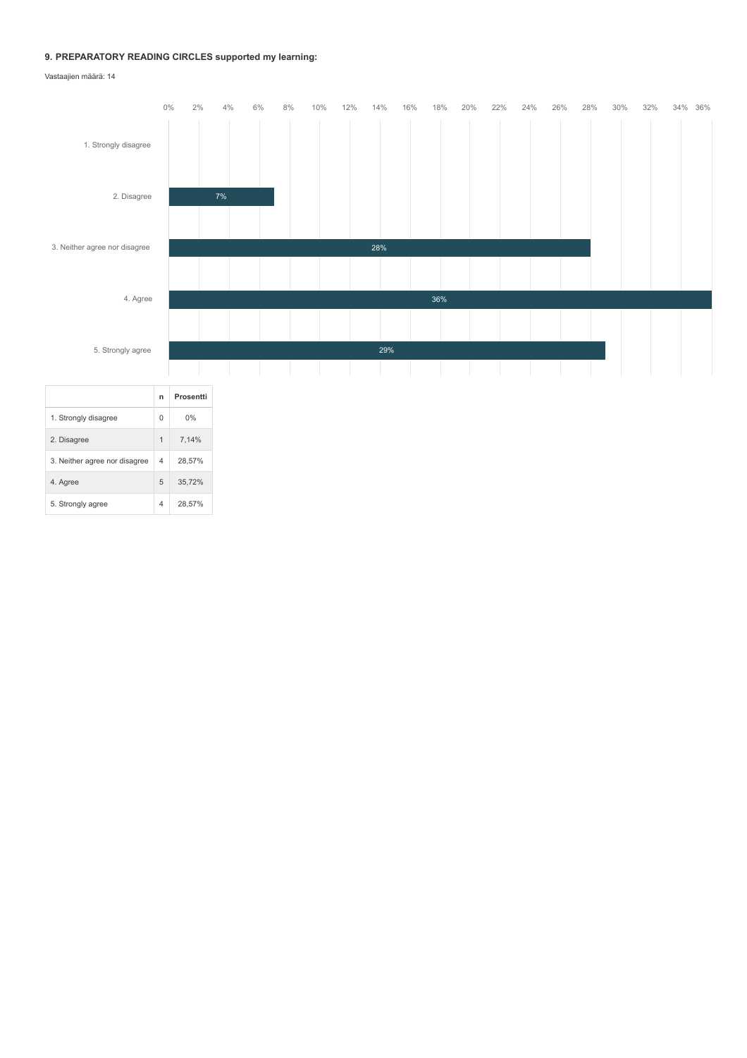### 9. PREPARATORY READING CIRCLES supported my learning:

Vastaajien määrä: 14

| | n | Prosentti |
|---|---|---|
| 1. Strongly disagree | 0 | 0% |
| 2. Disagree | 1 | 7,14% |
| 3. Neither agree nor disagree | 4 | 28,57% |
| 4. Agree | 5 | 35,72% |
| 5. Strongly agree | 4 | 28,57% |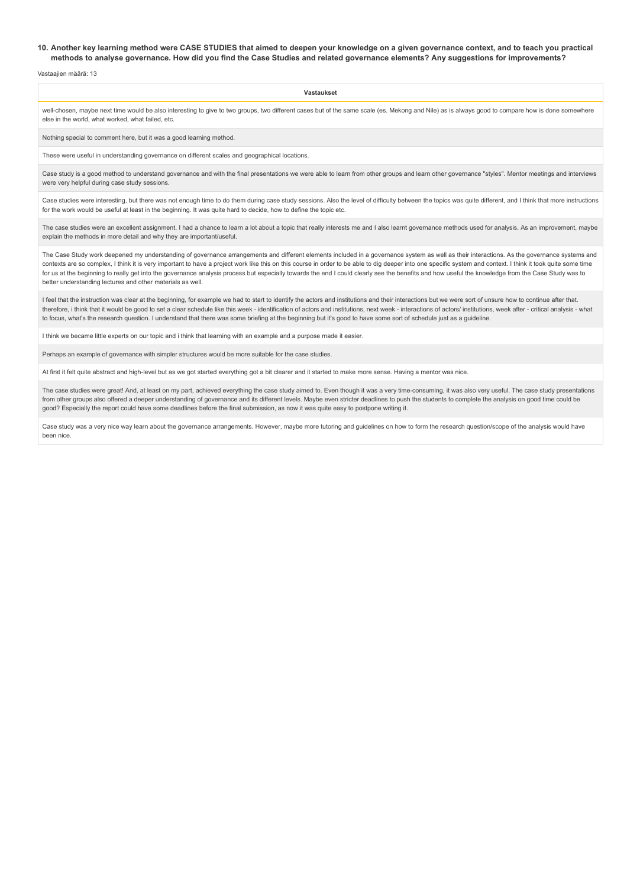**10. Another key learning method were CASE STUDIES that aimed to deepen your knowledge on a given governance context, and to teach you practical methods to analyse governance. How did you find the Case Studies and related governance elements? Any suggestions for improvements?**

Vastaajien määrä: 13

| Vastaukset |
| --- |
| well-chosen, maybe next time would be also interesting to give to two groups, two different cases but of the same scale (es. Mekong and Nile) as is always good to compare how is done somewhere else in the world, what worked, what failed, etc. |
| Nothing special to comment here, but it was a good learning method. |
| These were useful in understanding governance on different scales and geographical locations. |
| Case study is a good method to understand governance and with the final presentations we were able to learn from other groups and learn other governance "styles". Mentor meetings and interviews were very helpful during case study sessions. |
| Case studies were interesting, but there was not enough time to do them during case study sessions. Also the level of difficulty between the topics was quite different, and I think that more instructions for the work would be useful at least in the beginning. It was quite hard to decide, how to define the topic etc. |
| The case studies were an excellent assignment. I had a chance to learn a lot about a topic that really interests me and I also learnt governance methods used for analysis. As an improvement, maybe explain the methods in more detail and why they are important/useful. |
| The Case Study work deepened my understanding of governance arrangements and different elements included in a governance system as well as their interactions. As the governance systems and contexts are so complex, I think it is very important to have a project work like this on this course in order to be able to dig deeper into one specific system and context. I think it took quite some time for us at the beginning to really get into the governance analysis process but especially towards the end I could clearly see the benefits and how useful the knowledge from the Case Study was to better understanding lectures and other materials as well. |
| I feel that the instruction was clear at the beginning, for example we had to start to identify the actors and institutions and their interactions but we were sort of unsure how to continue after that. therefore, i think that it would be good to set a clear schedule like this week - identification of actors and institutions, next week - interactions of actors/ institutions, week after - critical analysis - what to focus, what's the research question. I understand that there was some briefing at the beginning but it's good to have some sort of schedule just as a guideline. |
| I think we became little experts on our topic and i think that learning with an example and a purpose made it easier. |
| Perhaps an example of governance with simpler structures would be more suitable for the case studies. |
| At first it felt quite abstract and high-level but as we got started everything got a bit clearer and it started to make more sense. Having a mentor was nice. |
| The case studies were great! And, at least on my part, achieved everything the case study aimed to. Even though it was a very time-consuming, it was also very useful. The case study presentations from other groups also offered a deeper understanding of governance and its different levels. Maybe even stricter deadlines to push the students to complete the analysis on good time could be good? Especially the report could have some deadlines before the final submission, as now it was quite easy to postpone writing it. |
| Case study was a very nice way learn about the governance arrangements. However, maybe more tutoring and guidelines on how to form the research question/scope of the analysis would have been nice. |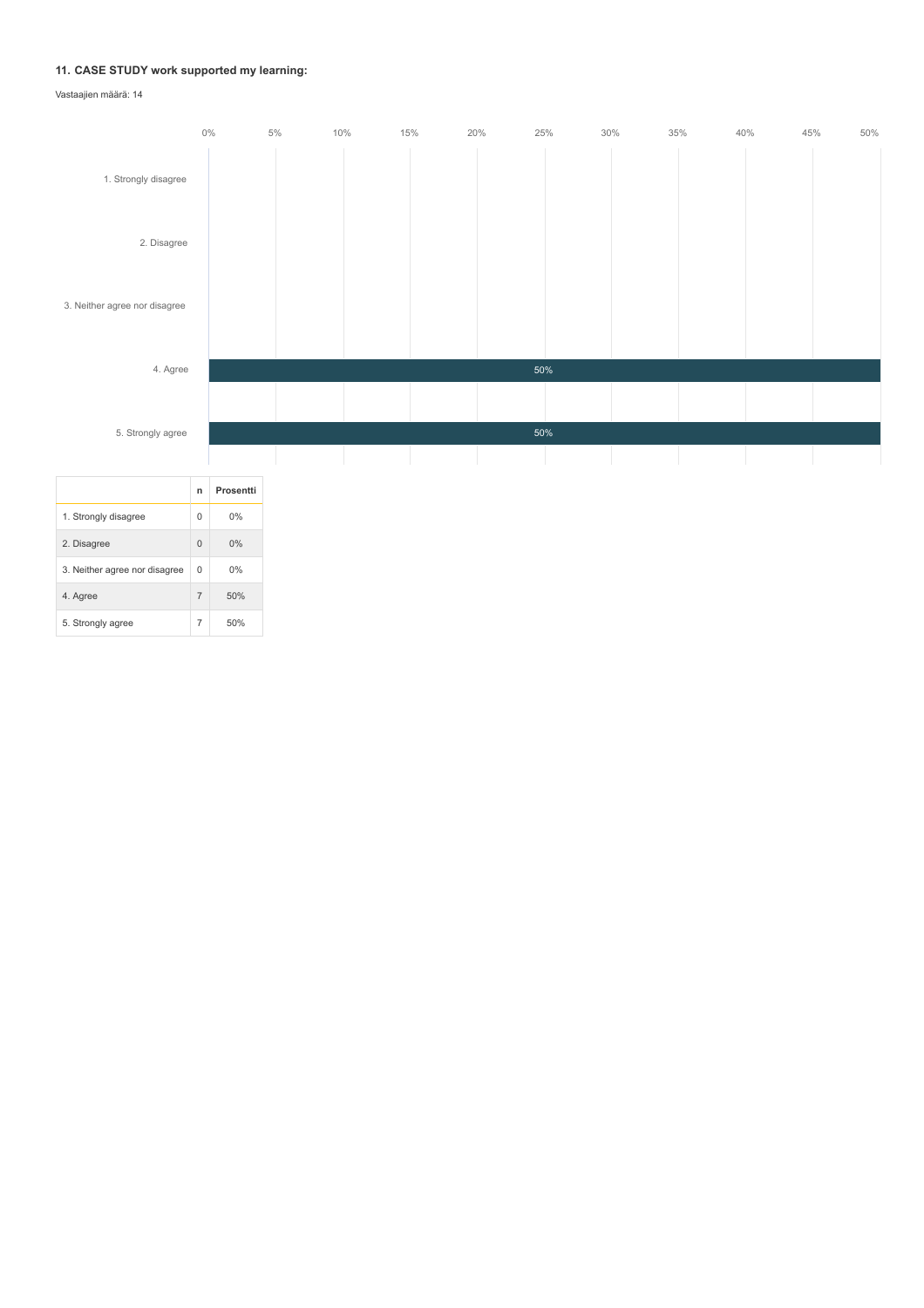**11. CASE STUDY work supported my learning:**

Vastaajien määrä: 14

| | n | Prosentti |
|---|---|---|
| 1. Strongly disagree | 0 | 0% |
| 2. Disagree | 0 | 0% |
| 3. Neither agree nor disagree | 0 | 0% |
| 4. Agree | 7 | 50% |
| 5. Strongly agree | 7 | 50% |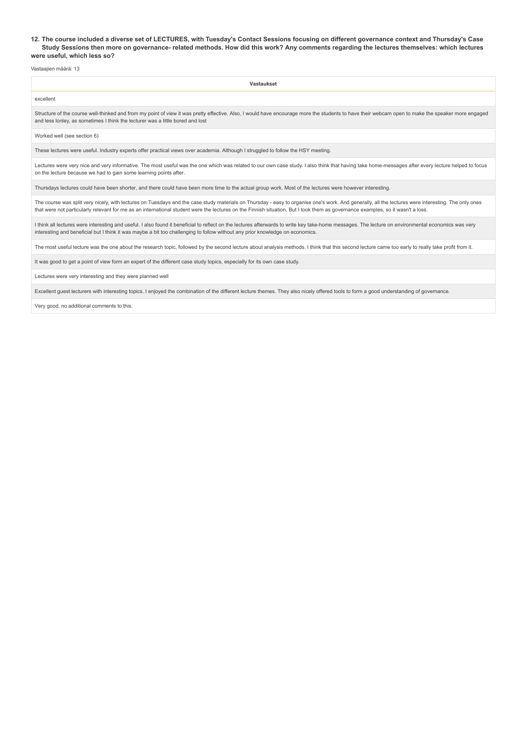**12. The course included a diverse set of LECTURES, with Tuesday's Contact Sessions focusing on different governance context and Thursday's Case Study Sessions then more on governance- related methods. How did this work? Any comments regarding the lectures themselves: which lectures were useful, which less so?**

Vastaajien määrä: 13

| Vastaukset |
| --- |
| excellent |
| Structure of the course well-thinked and from my point of view it was pretty effective. Also, I would have encourage more the students to have their webcam open to make the speaker more engaged and less lonley, as sometimes I think the lecturer was a little bored and lost |
| Worked well (see section 6) |
| These lectures were useful. Industry experts offer practical views over academia. Although I struggled to follow the HSY meeting. |
| Lectures were very nice and very informative. The most useful was the one which was related to our own case study. I also think that having take home-messages after every lecture helped to focus on the lecture because we had to gain some learning points after. |
| Thursdays lectures could have been shorter, and there could have been more time to the actual group work. Most of the lectures were however interesting. |
| The course was split very nicely, with lectures on Tuesdays and the case study materials on Thursday - easy to organise one's work. And generally, all the lectures were interesting. The only ones that were not particularly relevant for me as an international student were the lectures on the Finnish situation. But I took them as governance examples, so it wasn't a loss. |
| I think all lectures were interesting and useful. I also found it beneficial to reflect on the lectures afterwards to write key take-home messages. The lecture on environmental economics was very interesting and beneficial but I think it was maybe a bit too challenging to follow without any prior knowledge on economics. |
| The most useful lecture was the one about the research topic, followed by the second lecture about analysis methods. I think that this second lecture came too early to really take profit from it. |
| It was good to get a point of view form an expert of the different case study topics, especially for its own case study. |
| Lectures were very interesting and they were planned well |
| Excellent guest lecturers with interesting topics. I enjoyed the combination of the different lecture themes. They also nicely offered tools to form a good understanding of governance. |
| Very good, no additional comments to this. |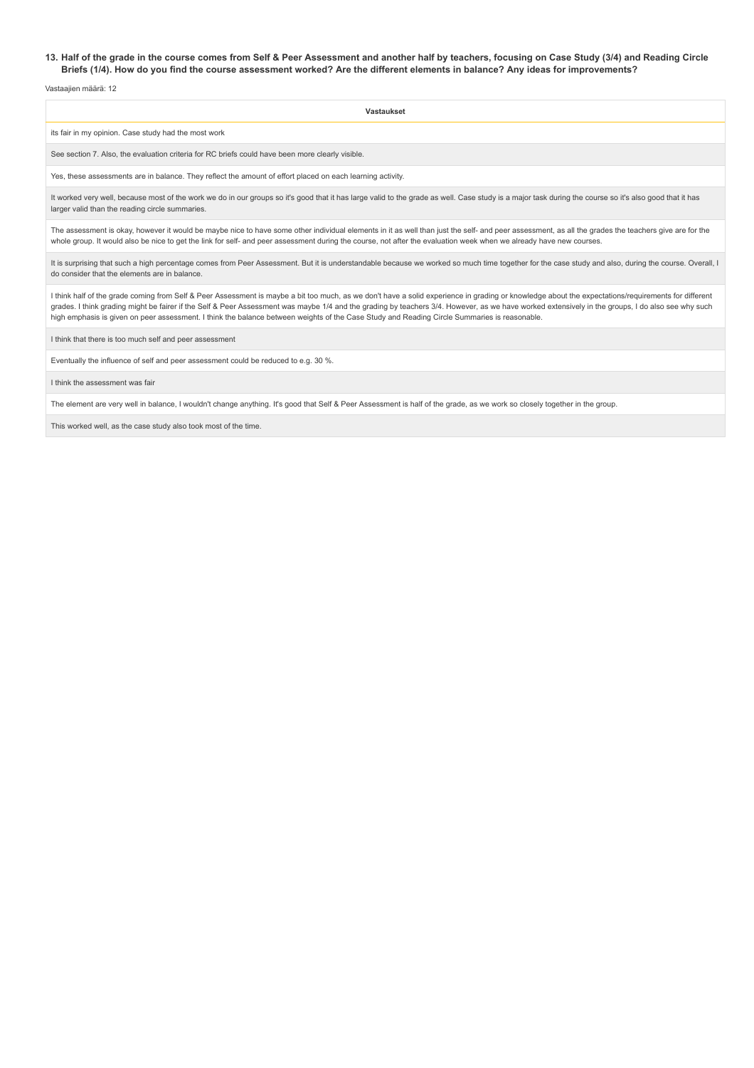**13. Half of the grade in the course comes from Self & Peer Assessment and another half by teachers, focusing on Case Study (3/4) and Reading Circle Briefs (1/4). How do you find the course assessment worked? Are the different elements in balance? Any ideas for improvements?**

Vastaajien määrä: 12

| Vastaukset |
| --- |
| its fair in my opinion. Case study had the most work |
| See section 7. Also, the evaluation criteria for RC briefs could have been more clearly visible. |
| Yes, these assessments are in balance. They reflect the amount of effort placed on each learning activity. |
| It worked very well, because most of the work we do in our groups so it's good that it has large valid to the grade as well. Case study is a major task during the course so it's also good that it has larger valid than the reading circle summaries. |
| The assessment is okay, however it would be maybe nice to have some other individual elements in it as well than just the self- and peer assessment, as all the grades the teachers give are for the whole group. It would also be nice to get the link for self- and peer assessment during the course, not after the evaluation week when we already have new courses. |
| It is surprising that such a high percentage comes from Peer Assessment. But it is understandable because we worked so much time together for the case study and also, during the course. Overall, I do consider that the elements are in balance. |
| I think half of the grade coming from Self & Peer Assessment is maybe a bit too much, as we don't have a solid experience in grading or knowledge about the expectations/requirements for different grades. I think grading might be fairer if the Self & Peer Assessment was maybe 1/4 and the grading by teachers 3/4. However, as we have worked extensively in the groups, I do also see why such high emphasis is given on peer assessment. I think the balance between weights of the Case Study and Reading Circle Summaries is reasonable. |
| I think that there is too much self and peer assessment |
| Eventually the influence of self and peer assessment could be reduced to e.g. 30 %. |
| I think the assessment was fair |
| The element are very well in balance, I wouldn't change anything. It's good that Self & Peer Assessment is half of the grade, as we work so closely together in the group. |
| This worked well, as the case study also took most of the time. |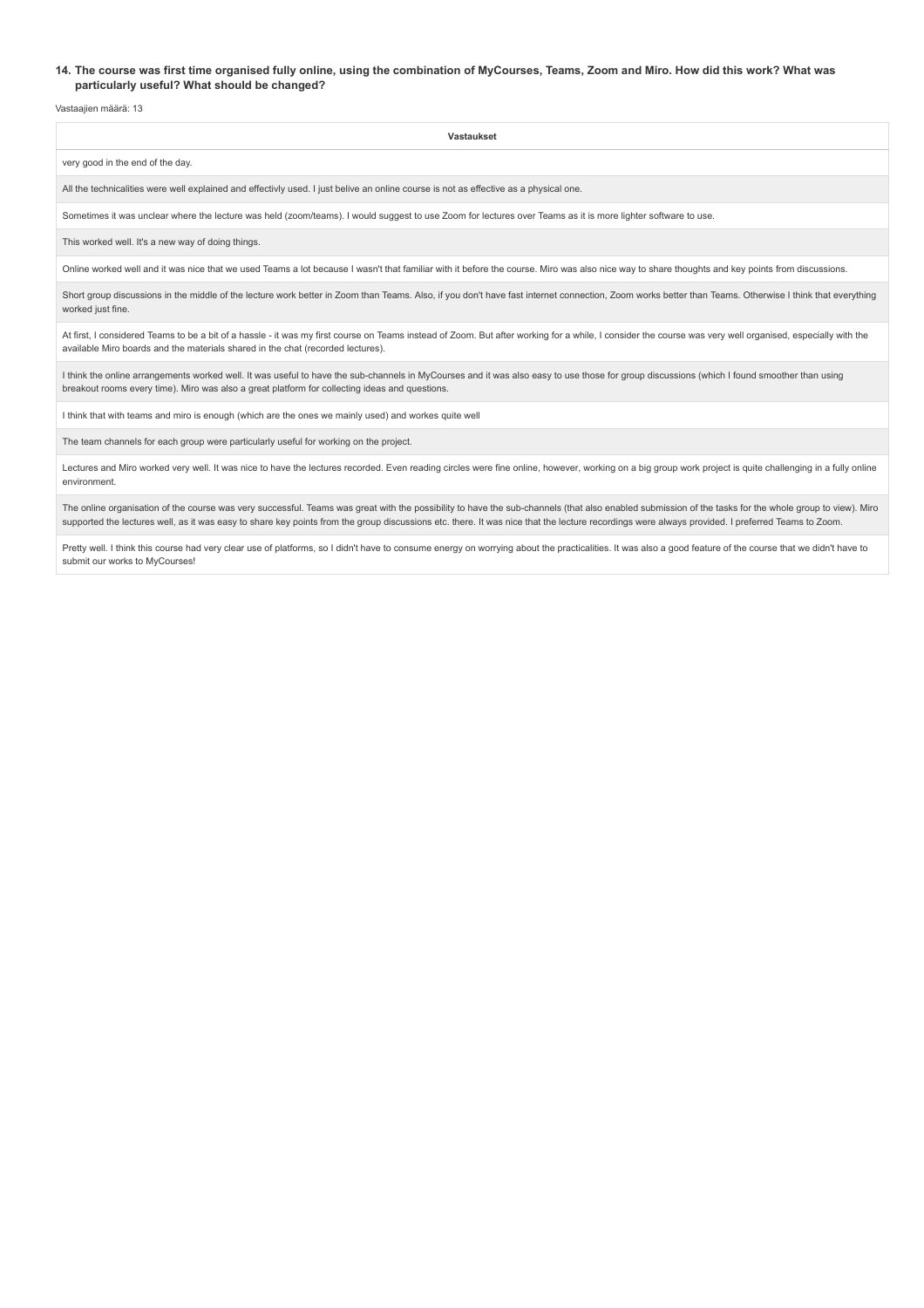### 14. The course was first time organised fully online, using the combination of MyCourses, Teams, Zoom and Miro. How did this work? What was particularly useful? What should be changed?

Vastaajien määrä: 13

| Vastaukset |
| --- |
| very good in the end of the day. |
| All the technicalities were well explained and effectivly used. I just belive an online course is not as effective as a physical one. |
| Sometimes it was unclear where the lecture was held (zoom/teams). I would suggest to use Zoom for lectures over Teams as it is more lighter software to use. |
| This worked well. It's a new way of doing things. |
| Online worked well and it was nice that we used Teams a lot because I wasn't that familiar with it before the course. Miro was also nice way to share thoughts and key points from discussions. |
| Short group discussions in the middle of the lecture work better in Zoom than Teams. Also, if you don't have fast internet connection, Zoom works better than Teams. Otherwise I think that everything worked just fine. |
| At first, I considered Teams to be a bit of a hassle - it was my first course on Teams instead of Zoom. But after working for a while, I consider the course was very well organised, especially with the available Miro boards and the materials shared in the chat (recorded lectures). |
| I think the online arrangements worked well. It was useful to have the sub-channels in MyCourses and it was also easy to use those for group discussions (which I found smoother than using breakout rooms every time). Miro was also a great platform for collecting ideas and questions. |
| I think that with teams and miro is enough (which are the ones we mainly used) and workes quite well |
| The team channels for each group were particularly useful for working on the project. |
| Lectures and Miro worked very well. It was nice to have the lectures recorded. Even reading circles were fine online, however, working on a big group work project is quite challenging in a fully online environment. |
| The online organisation of the course was very successful. Teams was great with the possibility to have the sub-channels (that also enabled submission of the tasks for the whole group to view). Miro supported the lectures well, as it was easy to share key points from the group discussions etc. there. It was nice that the lecture recordings were always provided. I preferred Teams to Zoom. |
| Pretty well. I think this course had very clear use of platforms, so I didn't have to consume energy on worrying about the practicalities. It was also a good feature of the course that we didn't have to submit our works to MyCourses! |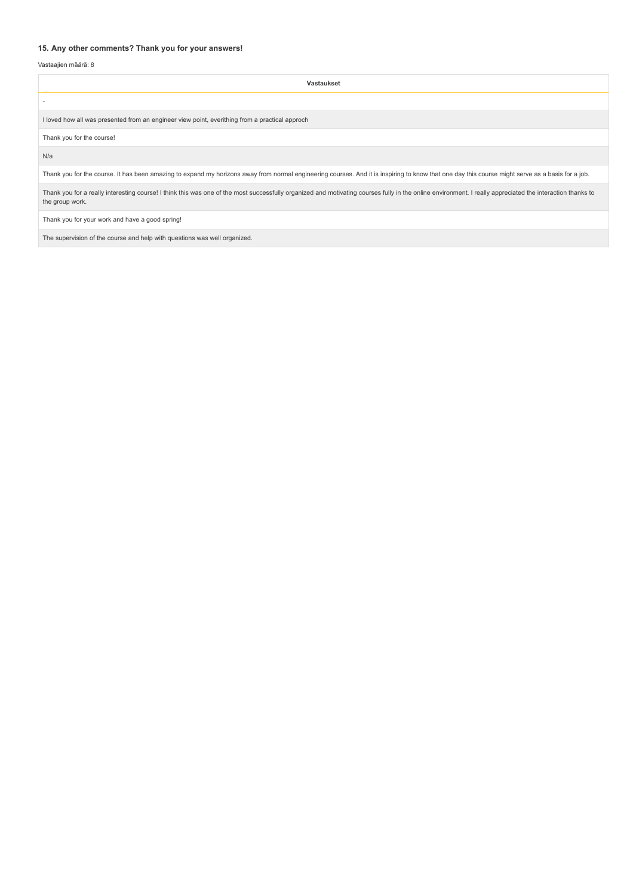### 15. Any other comments? Thank you for your answers!

Vastaajien määrä: 8

| Vastaukset |
| --- |
| - |
| I loved how all was presented from an engineer view point, everithing from a practical approch |
| Thank you for the course! |
| N/a |
| Thank you for the course. It has been amazing to expand my horizons away from normal engineering courses. And it is inspiring to know that one day this course might serve as a basis for a job. |
| Thank you for a really interesting course! I think this was one of the most successfully organized and motivating courses fully in the online environment. I really appreciated the interaction thanks to the group work. |
| Thank you for your work and have a good spring! |
| The supervision of the course and help with questions was well organized. |